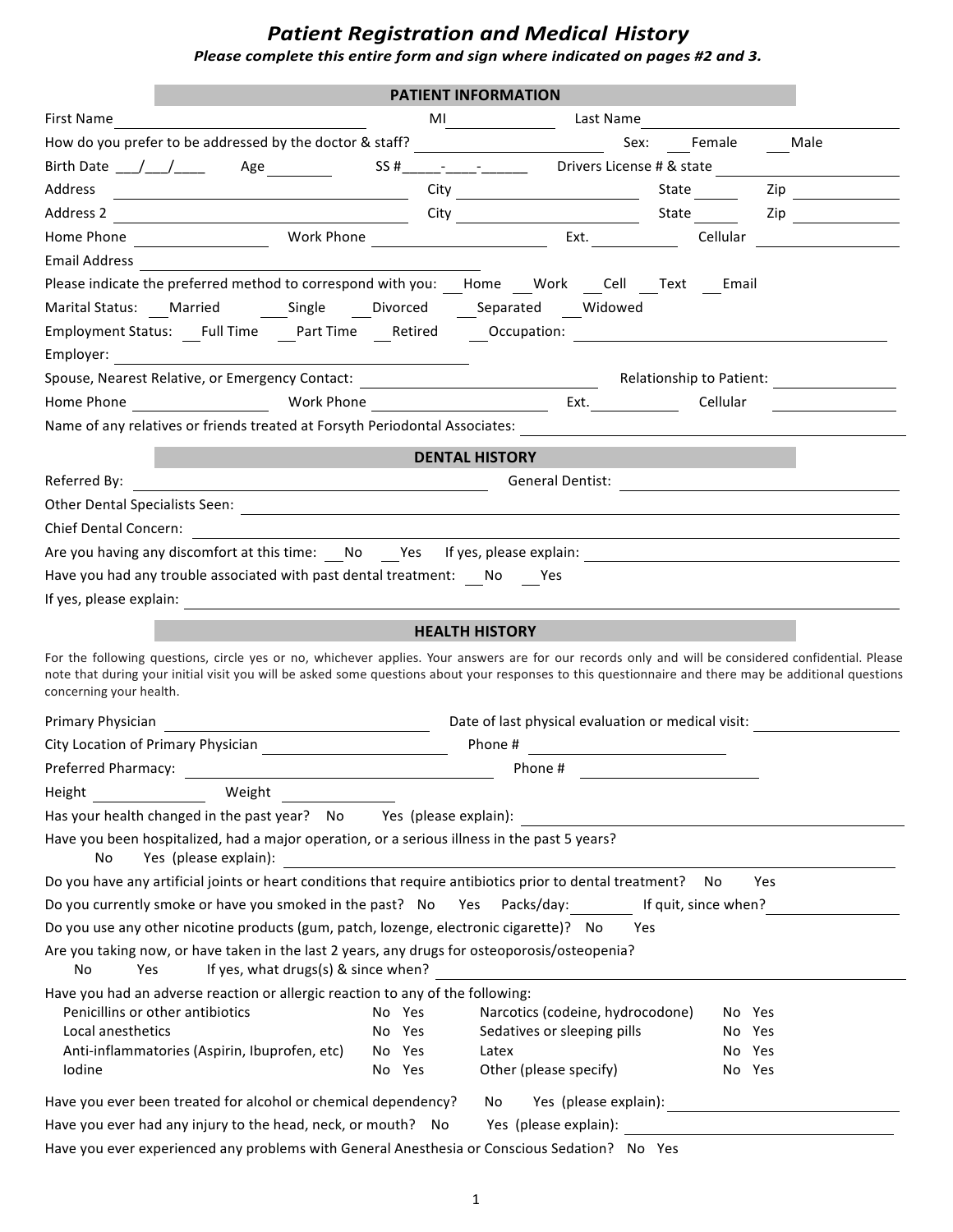# *Patient Registration and Medical History*

***Please complete this entire form and sign where indicated on pages #2 and 3.***

## PATIENT INFORMATION

First Name ____________________ MI ____________ Last Name ____________________

How do you prefer to be addressed by the doctor & staff? ____________________ Sex: ___Female ___Male

Birth Date ___/___/____ Age ________ SS #_____-____-______ Drivers License # & state ____________________

Address ____________________ City ____________________ State ______ Zip ____________

Address 2 ____________________ City ____________________ State ______ Zip ____________

Home Phone ______________ Work Phone ______________ Ext. __________ Cellular ______________

Email Address ____________________

Please indicate the preferred method to correspond with you: ___Home ___Work ___Cell ___Text ___Email

Marital Status: ___Married ___Single ___Divorced ___Separated ___Widowed

Employment Status: ___Full Time ___Part Time ___Retired ___Occupation: ____________________

Employer: ____________________

Spouse, Nearest Relative, or Emergency Contact: ____________________ Relationship to Patient: ______________

Home Phone ______________ Work Phone ______________ Ext. __________ Cellular ______________

Name of any relatives or friends treated at Forsyth Periodontal Associates: ____________________

## DENTAL HISTORY

Referred By: ____________________ General Dentist: ____________________

Other Dental Specialists Seen: ____________________

Chief Dental Concern: ____________________

Are you having any discomfort at this time: ___No ___Yes If yes, please explain: ____________________

Have you had any trouble associated with past dental treatment: ___No ___Yes

If yes, please explain: ____________________

## HEALTH HISTORY

For the following questions, circle yes or no, whichever applies. Your answers are for our records only and will be considered confidential. Please note that during your initial visit you will be asked some questions about your responses to this questionnaire and there may be additional questions concerning your health.

Primary Physician ____________________ Date of last physical evaluation or medical visit: ______________

City Location of Primary Physician ____________________ Phone # ____________________

Preferred Pharmacy: ____________________ Phone # ____________________

Height ____________ Weight ____________

Has your health changed in the past year? No Yes (please explain): ____________________

Have you been hospitalized, had a major operation, or a serious illness in the past 5 years?
No Yes (please explain): ____________________

Do you have any artificial joints or heart conditions that require antibiotics prior to dental treatment? No Yes

Do you currently smoke or have you smoked in the past? No Yes Packs/day: ________ If quit, since when? ______________

Do you use any other nicotine products (gum, patch, lozenge, electronic cigarette)? No Yes

Are you taking now, or have taken in the last 2 years, any drugs for osteoporosis/osteopenia?
No Yes If yes, what drugs(s) & since when? ____________________

Have you had an adverse reaction or allergic reaction to any of the following:

| | | | |
|---|---|---|---|
| Penicillins or other antibiotics | No Yes | Narcotics (codeine, hydrocodone) | No Yes |
| Local anesthetics | No Yes | Sedatives or sleeping pills | No Yes |
| Anti-inflammatories (Aspirin, Ibuprofen, etc) | No Yes | Latex | No Yes |
| Iodine | No Yes | Other (please specify) | No Yes |

Have you ever been treated for alcohol or chemical dependency? No Yes (please explain): ____________________

Have you ever had any injury to the head, neck, or mouth? No Yes (please explain): ____________________

Have you ever experienced any problems with General Anesthesia or Conscious Sedation? No Yes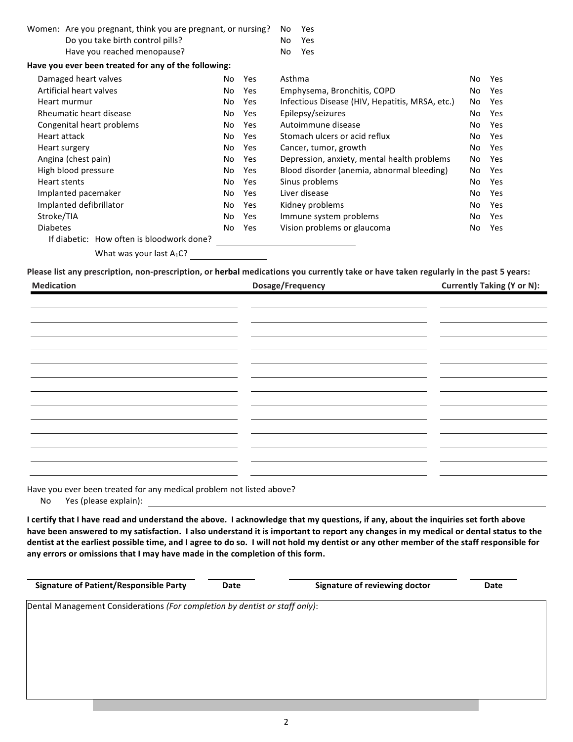Women: Are you pregnant, think you are pregnant, or nursing? No Yes
Do you take birth control pills? No Yes
Have you reached menopause? No Yes

**Have you ever been treated for any of the following:**

| Condition | | | Condition | | |
|---|---|---|---|---|---|
| Damaged heart valves | No | Yes | Asthma | No | Yes |
| Artificial heart valves | No | Yes | Emphysema, Bronchitis, COPD | No | Yes |
| Heart murmur | No | Yes | Infectious Disease (HIV, Hepatitis, MRSA, etc.) | No | Yes |
| Rheumatic heart disease | No | Yes | Epilepsy/seizures | No | Yes |
| Congenital heart problems | No | Yes | Autoimmune disease | No | Yes |
| Heart attack | No | Yes | Stomach ulcers or acid reflux | No | Yes |
| Heart surgery | No | Yes | Cancer, tumor, growth | No | Yes |
| Angina (chest pain) | No | Yes | Depression, anxiety, mental health problems | No | Yes |
| High blood pressure | No | Yes | Blood disorder (anemia, abnormal bleeding) | No | Yes |
| Heart stents | No | Yes | Sinus problems | No | Yes |
| Implanted pacemaker | No | Yes | Liver disease | No | Yes |
| Implanted defibrillator | No | Yes | Kidney problems | No | Yes |
| Stroke/TIA | No | Yes | Immune system problems | No | Yes |
| Diabetes | No | Yes | Vision problems or glaucoma | No | Yes |

If diabetic: How often is bloodwork done? ______________________

What was your last $A_1C$? ____________

**Please list any prescription, non-prescription, or herbal medications you currently take or have taken regularly in the past 5 years:**

| Medication | Dosage/Frequency | Currently Taking (Y or N): |
|---|---|---|
| | | |
| | | |
| | | |
| | | |
| | | |
| | | |
| | | |
| | | |
| | | |
| | | |
| | | |
| | | |

Have you ever been treated for any medical problem not listed above?
No Yes (please explain): ______________________________________________

**I certify that I have read and understand the above. I acknowledge that my questions, if any, about the inquiries set forth above have been answered to my satisfaction. I also understand it is important to report any changes in my medical or dental status to the dentist at the earliest possible time, and I agree to do so. I will not hold my dentist or any other member of the staff responsible for any errors or omissions that I may have made in the completion of this form.**

| Signature of Patient/Responsible Party | Date | Signature of reviewing doctor | Date |
|---|---|---|---|
| | | | |

Dental Management Considerations *(For completion by dentist or staff only)*: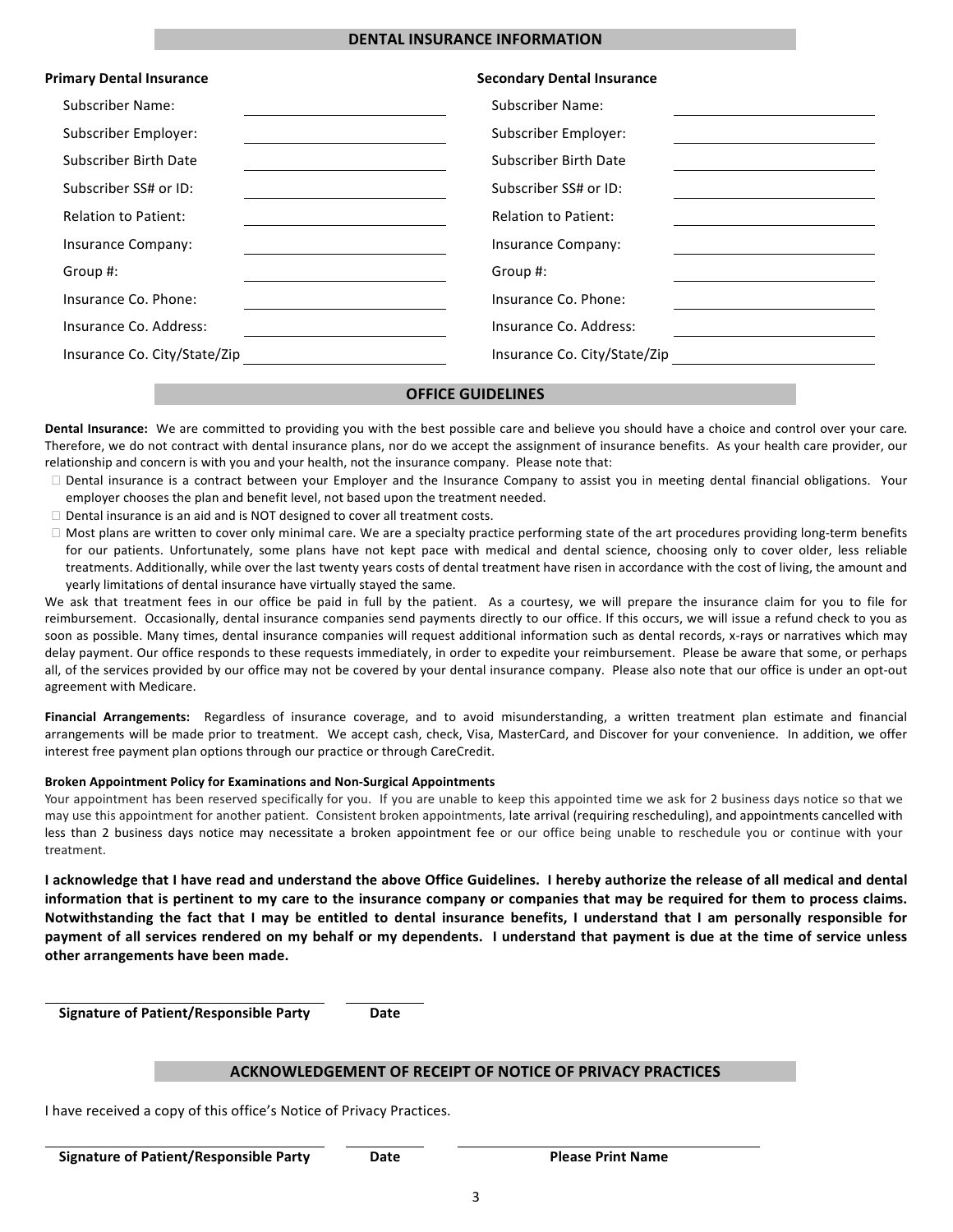## DENTAL INSURANCE INFORMATION

| Primary Dental Insurance | | Secondary Dental Insurance | |
|---|---|---|---|
| Subscriber Name: | | Subscriber Name: | |
| Subscriber Employer: | | Subscriber Employer: | |
| Subscriber Birth Date | | Subscriber Birth Date | |
| Subscriber SS# or ID: | | Subscriber SS# or ID: | |
| Relation to Patient: | | Relation to Patient: | |
| Insurance Company: | | Insurance Company: | |
| Group #: | | Group #: | |
| Insurance Co. Phone: | | Insurance Co. Phone: | |
| Insurance Co. Address: | | Insurance Co. Address: | |
| Insurance Co. City/State/Zip | | Insurance Co. City/State/Zip | |

## OFFICE GUIDELINES

**Dental Insurance:** We are committed to providing you with the best possible care and believe you should have a choice and control over your care. Therefore, we do not contract with dental insurance plans, nor do we accept the assignment of insurance benefits. As your health care provider, our relationship and concern is with you and your health, not the insurance company. Please note that:

- Dental insurance is a contract between your Employer and the Insurance Company to assist you in meeting dental financial obligations. Your employer chooses the plan and benefit level, not based upon the treatment needed.
- Dental insurance is an aid and is NOT designed to cover all treatment costs.
- Most plans are written to cover only minimal care. We are a specialty practice performing state of the art procedures providing long-term benefits for our patients. Unfortunately, some plans have not kept pace with medical and dental science, choosing only to cover older, less reliable treatments. Additionally, while over the last twenty years costs of dental treatment have risen in accordance with the cost of living, the amount and yearly limitations of dental insurance have virtually stayed the same.

We ask that treatment fees in our office be paid in full by the patient. As a courtesy, we will prepare the insurance claim for you to file for reimbursement. Occasionally, dental insurance companies send payments directly to our office. If this occurs, we will issue a refund check to you as soon as possible. Many times, dental insurance companies will request additional information such as dental records, x-rays or narratives which may delay payment. Our office responds to these requests immediately, in order to expedite your reimbursement. Please be aware that some, or perhaps all, of the services provided by our office may not be covered by your dental insurance company. Please also note that our office is under an opt-out agreement with Medicare.

**Financial Arrangements:** Regardless of insurance coverage, and to avoid misunderstanding, a written treatment plan estimate and financial arrangements will be made prior to treatment. We accept cash, check, Visa, MasterCard, and Discover for your convenience. In addition, we offer interest free payment plan options through our practice or through CareCredit.

**Broken Appointment Policy for Examinations and Non-Surgical Appointments**

Your appointment has been reserved specifically for you. If you are unable to keep this appointed time we ask for 2 business days notice so that we may use this appointment for another patient. Consistent broken appointments, late arrival (requiring rescheduling), and appointments cancelled with less than 2 business days notice may necessitate a broken appointment fee or our office being unable to reschedule you or continue with your treatment.

**I acknowledge that I have read and understand the above Office Guidelines. I hereby authorize the release of all medical and dental information that is pertinent to my care to the insurance company or companies that may be required for them to process claims. Notwithstanding the fact that I may be entitled to dental insurance benefits, I understand that I am personally responsible for payment of all services rendered on my behalf or my dependents. I understand that payment is due at the time of service unless other arrangements have been made.**

**Signature of Patient/Responsible Party** **Date**

## ACKNOWLEDGEMENT OF RECEIPT OF NOTICE OF PRIVACY PRACTICES

I have received a copy of this office's Notice of Privacy Practices.

**Signature of Patient/Responsible Party** **Date** **Please Print Name**